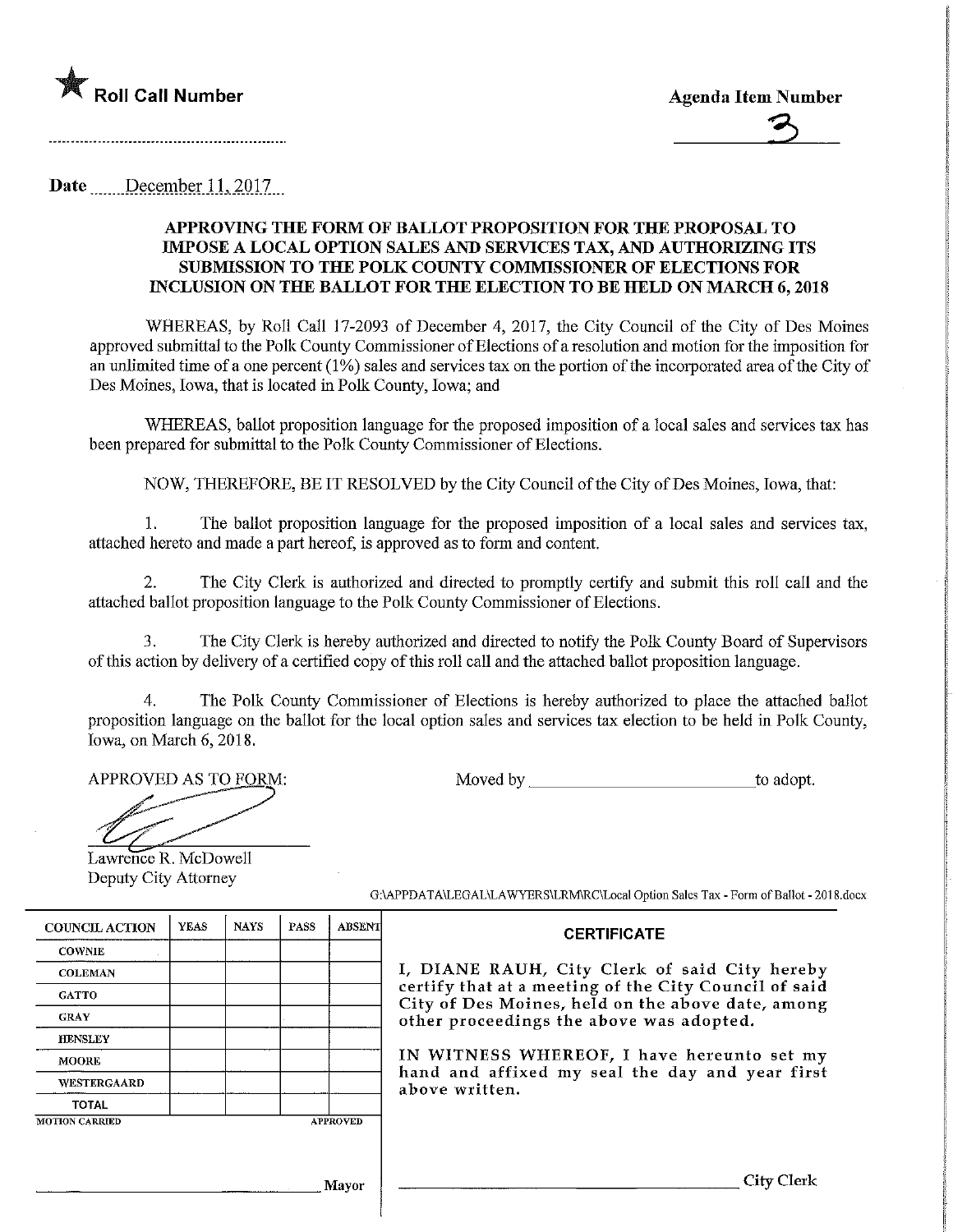★ **Roll Call Number**

**Agenda Item Number**

3

**Date** December 11, 2017

**APPROVING THE FORM OF BALLOT PROPOSITION FOR THE PROPOSAL TO IMPOSE A LOCAL OPTION SALES AND SERVICES TAX, AND AUTHORIZING ITS SUBMISSION TO THE POLK COUNTY COMMISSIONER OF ELECTIONS FOR INCLUSION ON THE BALLOT FOR THE ELECTION TO BE HELD ON MARCH 6, 2018**

WHEREAS, by Roll Call 17-2093 of December 4, 2017, the City Council of the City of Des Moines approved submittal to the Polk County Commissioner of Elections of a resolution and motion for the imposition for an unlimited time of a one percent (1%) sales and services tax on the portion of the incorporated area of the City of Des Moines, Iowa, that is located in Polk County, Iowa; and

WHEREAS, ballot proposition language for the proposed imposition of a local sales and services tax has been prepared for submittal to the Polk County Commissioner of Elections.

NOW, THEREFORE, BE IT RESOLVED by the City Council of the City of Des Moines, Iowa, that:

1. The ballot proposition language for the proposed imposition of a local sales and services tax, attached hereto and made a part hereof, is approved as to form and content.

2. The City Clerk is authorized and directed to promptly certify and submit this roll call and the attached ballot proposition language to the Polk County Commissioner of Elections.

3. The City Clerk is hereby authorized and directed to notify the Polk County Board of Supervisors of this action by delivery of a certified copy of this roll call and the attached ballot proposition language.

4. The Polk County Commissioner of Elections is hereby authorized to place the attached ballot proposition language on the ballot for the local option sales and services tax election to be held in Polk County, Iowa, on March 6, 2018.

APPROVED AS TO FORM:

Lawrence R. McDowell
Deputy City Attorney

Moved by ______________________ to adopt.

G:\APPDATA\LEGAL\LAWYERS\LRM\RC\Local Option Sales Tax - Form of Ballot - 2018.docx

| COUNCIL ACTION | YEAS | NAYS | PASS | ABSENT |
|---|---|---|---|---|
| COWNIE | | | | |
| COLEMAN | | | | |
| GATTO | | | | |
| GRAY | | | | |
| HENSLEY | | | | |
| MOORE | | | | |
| WESTERGAARD | | | | |
| TOTAL | | | | |

MOTION CARRIED APPROVED

______________________ Mayor

**CERTIFICATE**

I, DIANE RAUH, City Clerk of said City hereby certify that at a meeting of the City Council of said City of Des Moines, held on the above date, among other proceedings the above was adopted.

IN WITNESS WHEREOF, I have hereunto set my hand and affixed my seal the day and year first above written.

______________________ City Clerk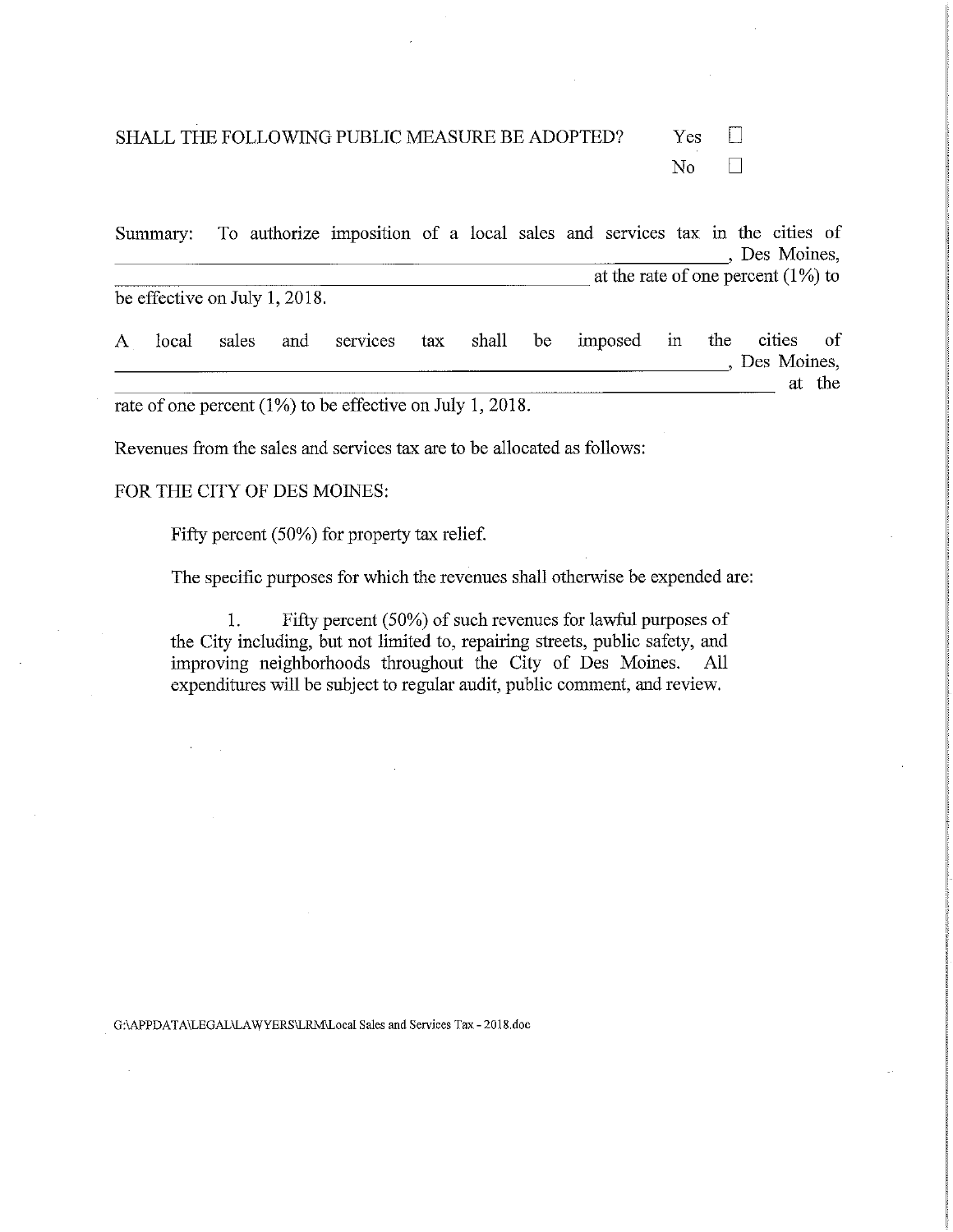SHALL THE FOLLOWING PUBLIC MEASURE BE ADOPTED? Yes ☐

No ☐

Summary: To authorize imposition of a local sales and services tax in the cities of \_\_\_\_\_\_\_\_\_\_\_\_, Des Moines, \_\_\_\_\_\_\_\_\_\_\_\_\_\_\_\_\_\_\_\_\_\_\_\_\_\_\_\_\_\_\_\_\_\_\_\_\_\_\_\_ at the rate of one percent (1%) to be effective on July 1, 2018.

A local sales and services tax shall be imposed in the cities of \_\_\_\_\_\_\_\_\_\_\_\_\_\_\_\_\_\_\_\_\_\_\_\_\_\_\_\_\_\_\_\_\_\_\_\_\_\_\_\_\_\_\_\_\_\_\_\_\_\_\_\_\_\_\_\_\_\_\_\_\_\_\_\_, Des Moines, \_\_\_\_\_\_\_\_\_\_\_\_\_\_\_\_\_\_\_\_\_\_\_\_\_\_\_\_\_\_\_\_\_\_\_\_\_\_\_\_\_\_\_\_\_\_\_\_\_\_\_\_\_\_\_\_\_\_\_\_\_\_\_\_\_\_\_\_\_ at the rate of one percent (1%) to be effective on July 1, 2018.

Revenues from the sales and services tax are to be allocated as follows:

FOR THE CITY OF DES MOINES:

Fifty percent (50%) for property tax relief.

The specific purposes for which the revenues shall otherwise be expended are:

1. Fifty percent (50%) of such revenues for lawful purposes of the City including, but not limited to, repairing streets, public safety, and improving neighborhoods throughout the City of Des Moines. All expenditures will be subject to regular audit, public comment, and review.

G:\APPDATA\LEGAL\LAWYERS\LRM\Local Sales and Services Tax - 2018.doc